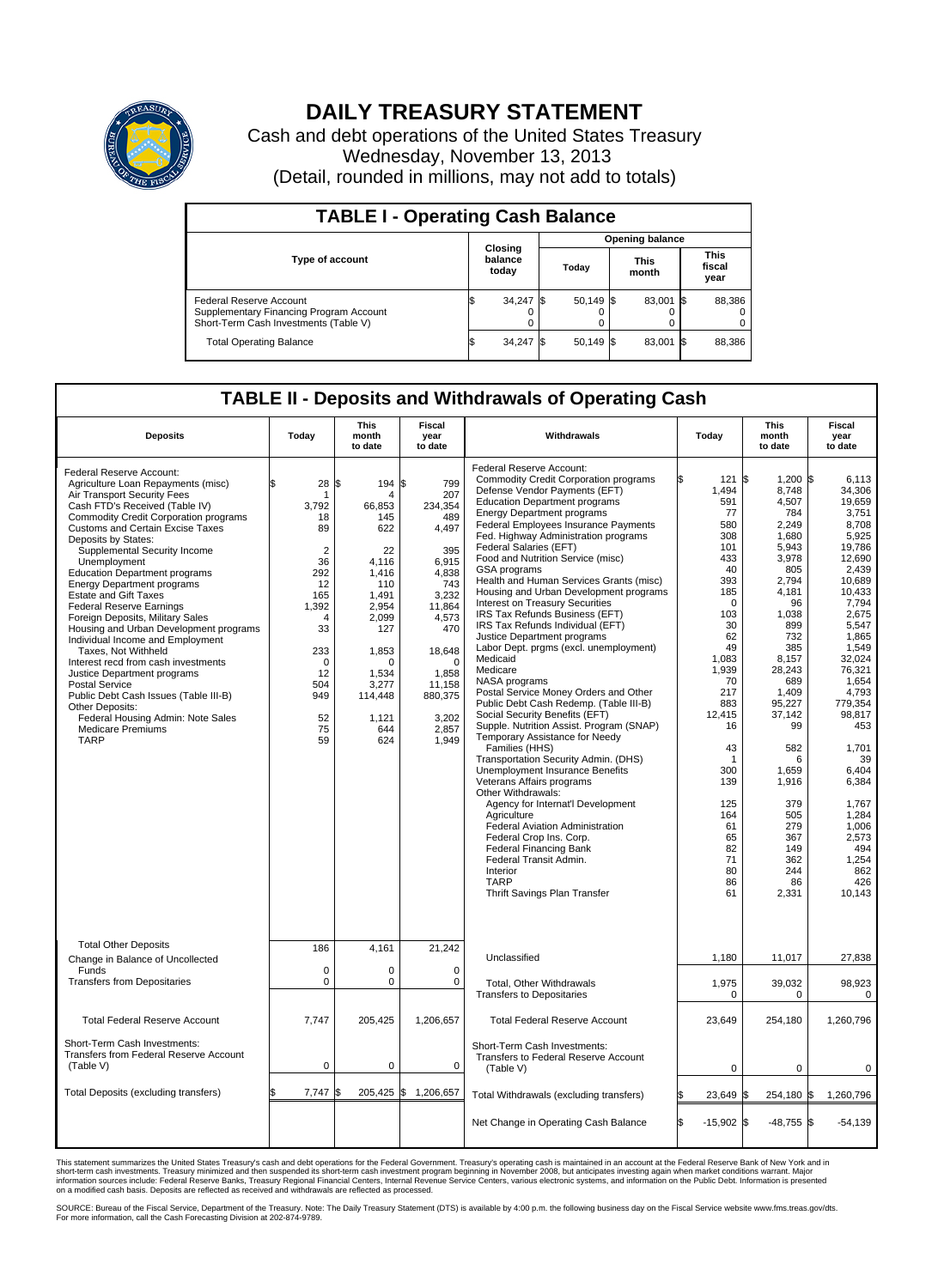# DAILY TREASURY STATEMENT

Cash and debt operations of the United States Treasury
Wednesday, November 13, 2013
(Detail, rounded in millions, may not add to totals)

## TABLE I - Operating Cash Balance

| Type of account | Closing balance today | Opening balance Today | Opening balance This month | Opening balance This fiscal year |
|---|---|---|---|---|
| Federal Reserve Account | $ 34,247 | $ 50,149 | $ 83,001 | $ 88,386 |
| Supplementary Financing Program Account | 0 | 0 | 0 | 0 |
| Short-Term Cash Investments (Table V) | 0 | 0 | 0 | 0 |
| Total Operating Balance | $ 34,247 | $ 50,149 | $ 83,001 | $ 88,386 |

## TABLE II - Deposits and Withdrawals of Operating Cash

| Deposits | Today | This month to date | Fiscal year to date |
|---|---|---|---|
| Federal Reserve Account: | | | |
| Agriculture Loan Repayments (misc) | $ 28 | $ 194 | $ 799 |
| Air Transport Security Fees | 1 | 4 | 207 |
| Cash FTD's Received (Table IV) | 3,792 | 66,853 | 234,354 |
| Commodity Credit Corporation programs | 18 | 145 | 489 |
| Customs and Certain Excise Taxes | 89 | 622 | 4,497 |
| Deposits by States: | | | |
| Supplemental Security Income | 2 | 22 | 395 |
| Unemployment | 36 | 4,116 | 6,915 |
| Education Department programs | 292 | 1,416 | 4,838 |
| Energy Department programs | 12 | 110 | 743 |
| Estate and Gift Taxes | 165 | 1,491 | 3,232 |
| Federal Reserve Earnings | 1,392 | 2,954 | 11,864 |
| Foreign Deposits, Military Sales | 4 | 2,099 | 4,573 |
| Housing and Urban Development programs | 33 | 127 | 470 |
| Individual Income and Employment Taxes, Not Withheld | 233 | 1,853 | 18,648 |
| Interest recd from cash investments | 0 | 0 | 0 |
| Justice Department programs | 12 | 1,534 | 1,858 |
| Postal Service | 504 | 3,277 | 11,158 |
| Public Debt Cash Issues (Table III-B) | 949 | 114,448 | 880,375 |
| Other Deposits: | | | |
| Federal Housing Admin: Note Sales | 52 | 1,121 | 3,202 |
| Medicare Premiums | 75 | 644 | 2,857 |
| TARP | 59 | 624 | 1,949 |
| Total Other Deposits | 186 | 4,161 | 21,242 |
| Change in Balance of Uncollected Funds | 0 | 0 | 0 |
| Transfers from Depositaries | 0 | 0 | 0 |
| Total Federal Reserve Account | 7,747 | 205,425 | 1,206,657 |
| Short-Term Cash Investments: Transfers from Federal Reserve Account (Table V) | 0 | 0 | 0 |
| Total Deposits (excluding transfers) | $ 7,747 | $ 205,425 | $ 1,206,657 |

| Withdrawals | Today | This month to date | Fiscal year to date |
|---|---|---|---|
| Federal Reserve Account: | | | |
| Commodity Credit Corporation programs | $ 121 | $ 1,200 | $ 6,113 |
| Defense Vendor Payments (EFT) | 1,494 | 8,748 | 34,306 |
| Education Department programs | 591 | 4,507 | 19,659 |
| Energy Department programs | 77 | 784 | 3,751 |
| Federal Employees Insurance Payments | 580 | 2,249 | 8,708 |
| Fed. Highway Administration programs | 308 | 1,680 | 5,925 |
| Federal Salaries (EFT) | 101 | 5,943 | 19,786 |
| Food and Nutrition Service (misc) | 433 | 3,978 | 12,690 |
| GSA programs | 40 | 805 | 2,439 |
| Health and Human Services Grants (misc) | 393 | 2,794 | 10,689 |
| Housing and Urban Development programs | 185 | 4,181 | 10,433 |
| Interest on Treasury Securities | 0 | 96 | 7,794 |
| IRS Tax Refunds Business (EFT) | 103 | 1,038 | 2,675 |
| IRS Tax Refunds Individual (EFT) | 30 | 899 | 5,547 |
| Justice Department programs | 62 | 732 | 1,865 |
| Labor Dept. prgms (excl. unemployment) | 49 | 385 | 1,549 |
| Medicaid | 1,083 | 8,157 | 32,024 |
| Medicare | 1,939 | 28,243 | 76,321 |
| NASA programs | 70 | 689 | 1,654 |
| Postal Service Money Orders and Other | 217 | 1,409 | 4,793 |
| Public Debt Cash Redemp. (Table III-B) | 883 | 95,227 | 779,354 |
| Social Security Benefits (EFT) | 12,415 | 37,142 | 98,817 |
| Supple. Nutrition Assist. Program (SNAP) | 16 | 99 | 453 |
| Temporary Assistance for Needy Families (HHS) | 43 | 582 | 1,701 |
| Transportation Security Admin. (DHS) | 1 | 6 | 39 |
| Unemployment Insurance Benefits | 300 | 1,659 | 6,404 |
| Veterans Affairs programs | 139 | 1,916 | 6,384 |
| Other Withdrawals: | | | |
| Agency for Internat'l Development | 125 | 379 | 1,767 |
| Agriculture | 164 | 505 | 1,284 |
| Federal Aviation Administration | 61 | 279 | 1,006 |
| Federal Crop Ins. Corp. | 65 | 367 | 2,573 |
| Federal Financing Bank | 82 | 149 | 494 |
| Federal Transit Admin. | 71 | 362 | 1,254 |
| Interior | 80 | 244 | 862 |
| TARP | 86 | 86 | 426 |
| Thrift Savings Plan Transfer | 61 | 2,331 | 10,143 |
| Unclassified | 1,180 | 11,017 | 27,838 |
| Total, Other Withdrawals | 1,975 | 39,032 | 98,923 |
| Transfers to Depositaries | 0 | 0 | 0 |
| Total Federal Reserve Account | 23,649 | 254,180 | 1,260,796 |
| Short-Term Cash Investments: Transfers to Federal Reserve Account (Table V) | 0 | 0 | 0 |
| Total Withdrawals (excluding transfers) | $ 23,649 | $ 254,180 | $ 1,260,796 |
| Net Change in Operating Cash Balance | $ -15,902 | $ -48,755 | $ -54,139 |

This statement summarizes the United States Treasury's cash and debt operations for the Federal Government. Treasury's operating cash is maintained in an account at the Federal Reserve Bank of New York and in short-term cash investments. Treasury minimized and then suspended its short-term cash investment program beginning in November 2008, but anticipates investing again when market conditions warrant. Major information sources include: Federal Reserve Banks, Treasury Regional Financial Centers, Internal Revenue Service Centers, various electronic systems, and information on the Public Debt. Information is presented on a modified cash basis. Deposits are reflected as received and withdrawals are reflected as processed.

SOURCE: Bureau of the Fiscal Service, Department of the Treasury. Note: The Daily Treasury Statement (DTS) is available by 4:00 p.m. the following business day on the Fiscal Service website www.fms.treas.gov/dts. For more information, call the Cash Forecasting Division at 202-874-9789.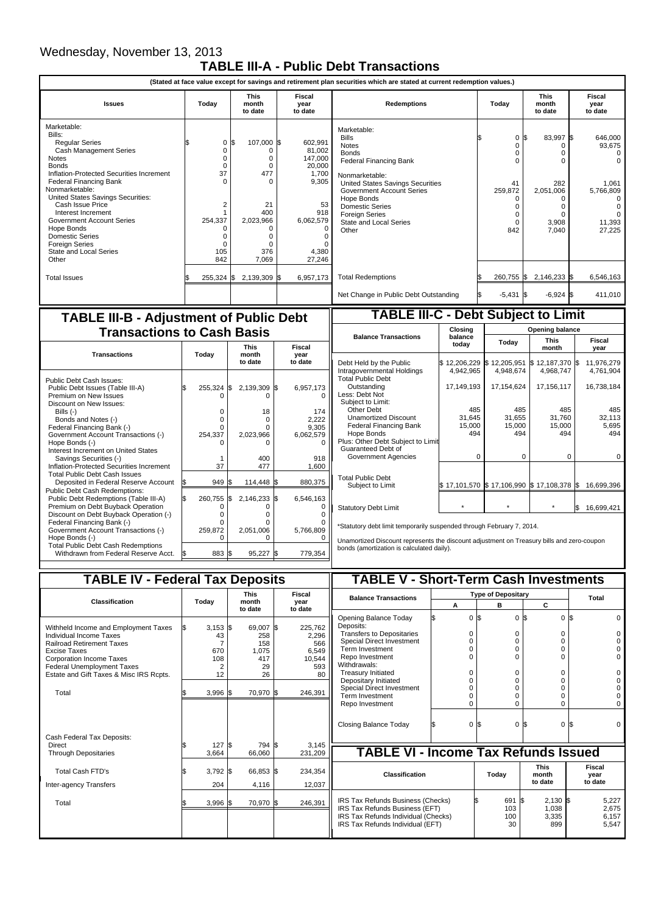Wednesday, November 13, 2013

# TABLE III-A - Public Debt Transactions

(Stated at face value except for savings and retirement plan securities which are stated at current redemption values.)

| Issues | Today | This month to date | Fiscal year to date |
|---|---|---|---|
| Marketable: | | | |
| Bills: | | | |
| Regular Series | $ 0 | $ 107,000 | $ 602,991 |
| Cash Management Series | 0 | 0 | 81,002 |
| Notes | 0 | 0 | 147,000 |
| Bonds | 0 | 0 | 20,000 |
| Inflation-Protected Securities Increment | 37 | 477 | 1,700 |
| Federal Financing Bank | 0 | 0 | 9,305 |
| Nonmarketable: | | | |
| United States Savings Securities: | | | |
| Cash Issue Price | 2 | 21 | 53 |
| Interest Increment | 1 | 400 | 918 |
| Government Account Series | 254,337 | 2,023,966 | 6,062,579 |
| Hope Bonds | 0 | 0 | 0 |
| Domestic Series | 0 | 0 | 0 |
| Foreign Series | 0 | 0 | 0 |
| State and Local Series | 105 | 376 | 4,380 |
| Other | 842 | 7,069 | 27,246 |
| Total Issues | $ 255,324 | $ 2,139,309 | $ 6,957,173 |

| Redemptions | Today | This month to date | Fiscal year to date |
|---|---|---|---|
| Marketable: | | | |
| Bills | $ 0 | $ 83,997 | $ 646,000 |
| Notes | 0 | 0 | 93,675 |
| Bonds | 0 | 0 | 0 |
| Federal Financing Bank | 0 | 0 | 0 |
| Nonmarketable: | | | |
| United States Savings Securities | 41 | 282 | 1,061 |
| Government Account Series | 259,872 | 2,051,006 | 5,766,809 |
| Hope Bonds | 0 | 0 | 0 |
| Domestic Series | 0 | 0 | 0 |
| Foreign Series | 0 | 0 | 0 |
| State and Local Series | 0 | 3,908 | 11,393 |
| Other | 842 | 7,040 | 27,225 |
| Total Redemptions | $ 260,755 | $ 2,146,233 | $ 6,546,163 |
| Net Change in Public Debt Outstanding | $ -5,431 | $ -6,924 | $ 411,010 |

# TABLE III-B - Adjustment of Public Debt Transactions to Cash Basis

| Transactions | Today | This month to date | Fiscal year to date |
|---|---|---|---|
| Public Debt Cash Issues: | | | |
| Public Debt Issues (Table III-A) | $ 255,324 | $ 2,139,309 | $ 6,957,173 |
| Premium on New Issues | 0 | 0 | 0 |
| Discount on New Issues: | | | |
| Bills (-) | 0 | 18 | 174 |
| Bonds and Notes (-) | 0 | 0 | 2,222 |
| Federal Financing Bank (-) | 0 | 0 | 9,305 |
| Government Account Transactions (-) | 254,337 | 2,023,966 | 6,062,579 |
| Hope Bonds (-) | 0 | 0 | 0 |
| Interest Increment on United States Savings Securities (-) | 1 | 400 | 918 |
| Inflation-Protected Securities Increment | 37 | 477 | 1,600 |
| Total Public Debt Cash Issues Deposited in Federal Reserve Account | $ 949 | $ 114,448 | $ 880,375 |
| Public Debt Cash Redemptions: | | | |
| Public Debt Redemptions (Table III-A) | $ 260,755 | $ 2,146,233 | $ 6,546,163 |
| Premium on Debt Buyback Operation | 0 | 0 | 0 |
| Discount on Debt Buyback Operation (-) | 0 | 0 | 0 |
| Federal Financing Bank (-) | 0 | 0 | 0 |
| Government Account Transactions (-) | 259,872 | 2,051,006 | 5,766,809 |
| Hope Bonds (-) | 0 | 0 | 0 |
| Total Public Debt Cash Redemptions Withdrawn from Federal Reserve Acct. | $ 883 | $ 95,227 | $ 779,354 |

# TABLE III-C - Debt Subject to Limit

| Balance Transactions | Closing balance today | Opening balance Today | Opening balance This month | Opening balance Fiscal year |
|---|---|---|---|---|
| Debt Held by the Public | $ 12,206,229 | $ 12,205,951 | $ 12,187,370 | $ 11,976,279 |
| Intragovernmental Holdings | 4,942,965 | 4,948,674 | 4,968,747 | 4,761,904 |
| Total Public Debt Outstanding | 17,149,193 | 17,154,624 | 17,156,117 | 16,738,184 |
| Less: Debt Not Subject to Limit: | | | | |
| Other Debt | 485 | 485 | 485 | 485 |
| Unamortized Discount | 31,645 | 31,655 | 31,760 | 32,113 |
| Federal Financing Bank | 15,000 | 15,000 | 15,000 | 5,695 |
| Hope Bonds | 494 | 494 | 494 | 494 |
| Plus: Other Debt Subject to Limit | | | | |
| Guaranteed Debt of Government Agencies | 0 | 0 | 0 | 0 |
| Total Public Debt Subject to Limit | $ 17,101,570 | $ 17,106,990 | $ 17,108,378 | $ 16,699,396 |
| Statutory Debt Limit | * | * | * | $ 16,699,421 |

*Statutory debt limit temporarily suspended through February 7, 2014.

Unamortized Discount represents the discount adjustment on Treasury bills and zero-coupon bonds (amortization is calculated daily).

# TABLE IV - Federal Tax Deposits

| Classification | Today | This month to date | Fiscal year to date |
|---|---|---|---|
| Withheld Income and Employment Taxes | $ 3,153 | $ 69,007 | $ 225,762 |
| Individual Income Taxes | 43 | 258 | 2,296 |
| Railroad Retirement Taxes | 7 | 158 | 566 |
| Excise Taxes | 670 | 1,075 | 6,549 |
| Corporation Income Taxes | 108 | 417 | 10,544 |
| Federal Unemployment Taxes | 2 | 29 | 593 |
| Estate and Gift Taxes & Misc IRS Rcpts. | 12 | 26 | 80 |
| Total | $ 3,996 | $ 70,970 | $ 246,391 |
| Cash Federal Tax Deposits: | | | |
| Direct | $ 127 | $ 794 | $ 3,145 |
| Through Depositaries | 3,664 | 66,060 | 231,209 |
| Total Cash FTD's | $ 3,792 | $ 66,853 | $ 234,354 |
| Inter-agency Transfers | 204 | 4,116 | 12,037 |
| Total | $ 3,996 | $ 70,970 | $ 246,391 |

# TABLE V - Short-Term Cash Investments

| Balance Transactions | Type of Depositary A | Type of Depositary B | Type of Depositary C | Total |
|---|---|---|---|---|
| Opening Balance Today | $ 0 | $ 0 | $ 0 | $ 0 |
| Deposits: | | | | |
| Transfers to Depositaries | 0 | 0 | 0 | 0 |
| Special Direct Investment | 0 | 0 | 0 | 0 |
| Term Investment | 0 | 0 | 0 | 0 |
| Repo Investment | 0 | 0 | 0 | 0 |
| Withdrawals: | | | | |
| Treasury Initiated | 0 | 0 | 0 | 0 |
| Depositary Initiated | 0 | 0 | 0 | 0 |
| Special Direct Investment | 0 | 0 | 0 | 0 |
| Term Investment | 0 | 0 | 0 | 0 |
| Repo Investment | 0 | 0 | 0 | 0 |
| Closing Balance Today | $ 0 | $ 0 | $ 0 | $ 0 |

# TABLE VI - Income Tax Refunds Issued

| Classification | Today | This month to date | Fiscal year to date |
|---|---|---|---|
| IRS Tax Refunds Business (Checks) | $ 691 | $ 2,130 | $ 5,227 |
| IRS Tax Refunds Business (EFT) | 103 | 1,038 | 2,675 |
| IRS Tax Refunds Individual (Checks) | 100 | 3,335 | 6,157 |
| IRS Tax Refunds Individual (EFT) | 30 | 899 | 5,547 |